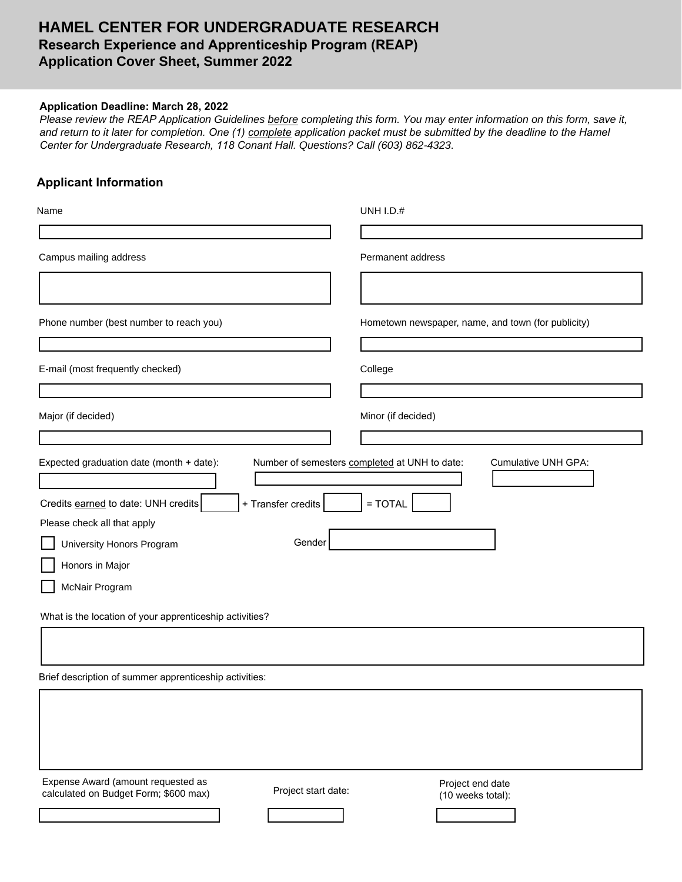# HAMEL CENTER FOR UNDERGRADUATE RESEARCH

## Research Experience and Apprenticeship Program (REAP)

## Application Cover Sheet, Summer 2022

**Application Deadline: March 28, 2022**

*Please review the REAP Application Guidelines before completing this form. You may enter information on this form, save it, and return to it later for completion. One (1) complete application packet must be submitted by the deadline to the Hamel Center for Undergraduate Research, 118 Conant Hall. Questions? Call (603) 862-4323.*

### Applicant Information

Name

UNH I.D.#

Campus mailing address

Permanent address

Phone number (best number to reach you)

Hometown newspaper, name, and town (for publicity)

E-mail (most frequently checked)

College

Major (if decided)

Minor (if decided)

Expected graduation date (month + date):

Number of semesters completed at UNH to date:

Cumulative UNH GPA:

Credits earned to date: UNH credits ______ + Transfer credits ______ = TOTAL ______

Please check all that apply

- [ ] University Honors Program
- [ ] Honors in Major
- [ ] McNair Program

Gender

What is the location of your apprenticeship activities?

Brief description of summer apprenticeship activities:

Expense Award (amount requested as calculated on Budget Form; $600 max)

Project start date:

Project end date (10 weeks total):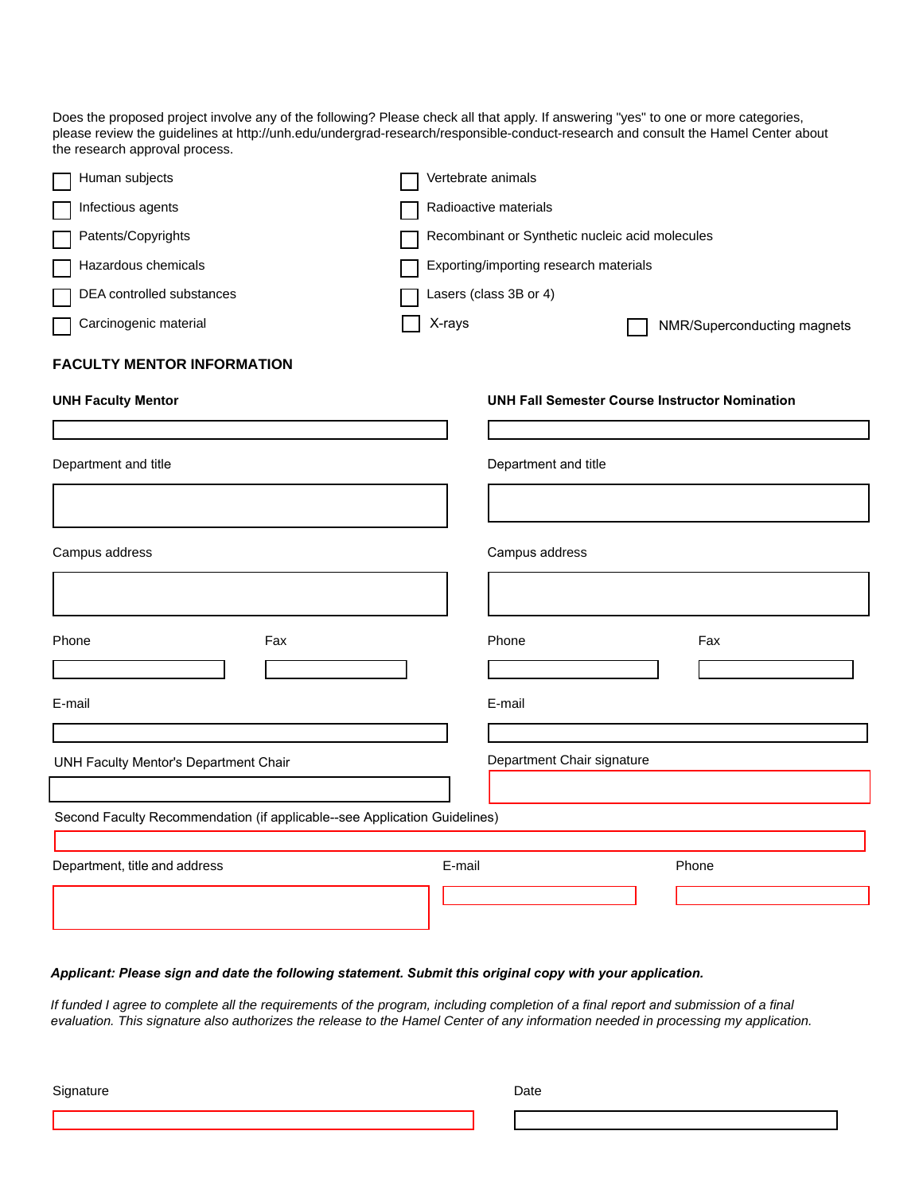Does the proposed project involve any of the following? Please check all that apply. If answering "yes" to one or more categories, please review the guidelines at http://unh.edu/undergrad-research/responsible-conduct-research and consult the Hamel Center about the research approval process.

- ☐ Human subjects
- ☐ Vertebrate animals
- ☐ Infectious agents
- ☐ Radioactive materials
- ☐ Patents/Copyrights
- ☐ Recombinant or Synthetic nucleic acid molecules
- ☐ Hazardous chemicals
- ☐ Exporting/importing research materials
- ☐ DEA controlled substances
- ☐ Lasers (class 3B or 4)
- ☐ Carcinogenic material
- ☐ X-rays
- ☐ NMR/Superconducting magnets

## FACULTY MENTOR INFORMATION

**UNH Faculty Mentor**

Department and title

Campus address

Phone

Fax

E-mail

UNH Faculty Mentor's Department Chair

**UNH Fall Semester Course Instructor Nomination**

Department and title

Campus address

Phone

Fax

E-mail

Department Chair signature

Second Faculty Recommendation (if applicable--see Application Guidelines)

Department, title and address

E-mail

Phone

***Applicant: Please sign and date the following statement. Submit this original copy with your application.***

*If funded I agree to complete all the requirements of the program, including completion of a final report and submission of a final evaluation. This signature also authorizes the release to the Hamel Center of any information needed in processing my application.*

Signature

Date